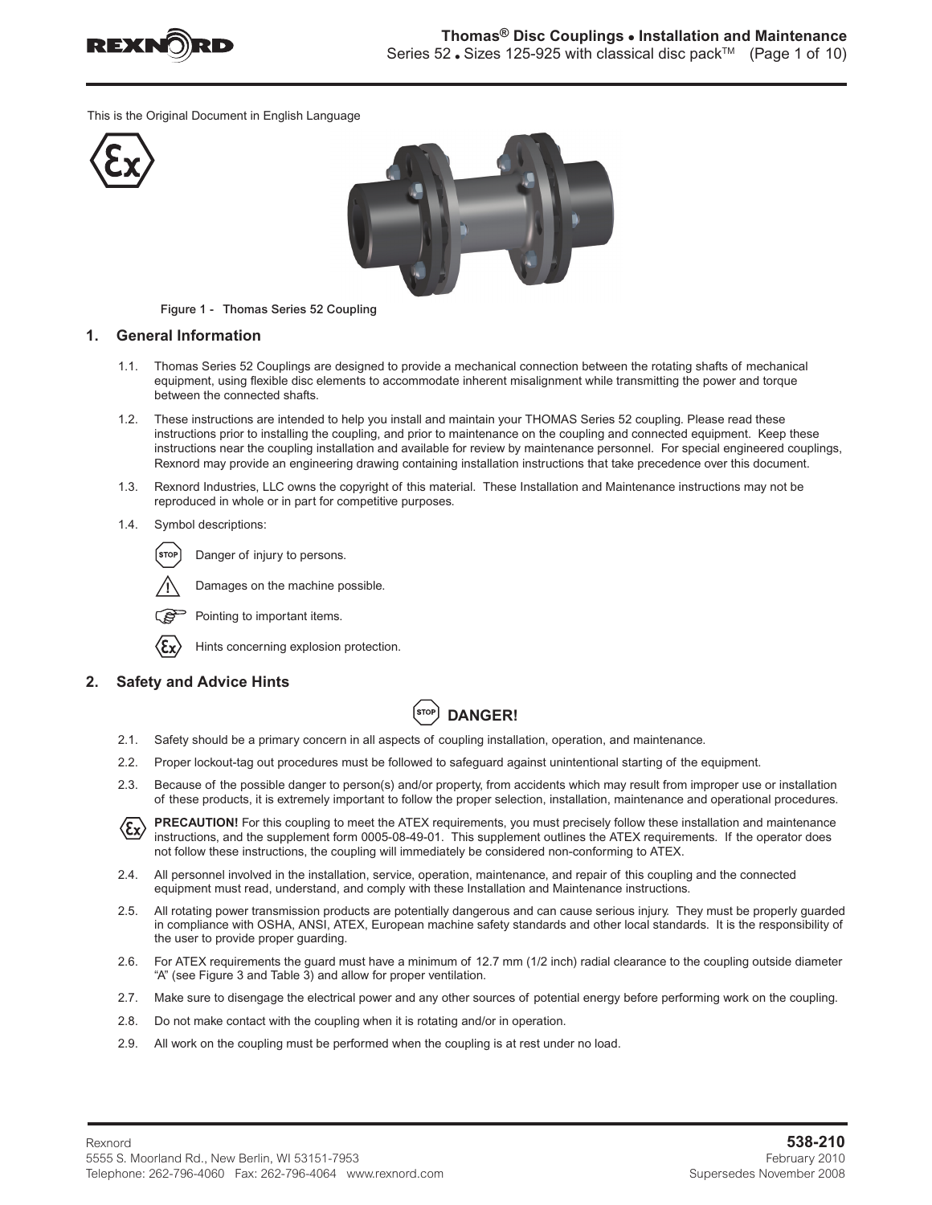This is the Original Document in English Language

Figure 1 - Thomas Series 52 Coupling

## 1. General Information

1.1. Thomas Series 52 Couplings are designed to provide a mechanical connection between the rotating shafts of mechanical equipment, using flexible disc elements to accommodate inherent misalignment while transmitting the power and torque between the connected shafts.

1.2. These instructions are intended to help you install and maintain your THOMAS Series 52 coupling. Please read these instructions prior to installing the coupling, and prior to maintenance on the coupling and connected equipment. Keep these instructions near the coupling installation and available for review by maintenance personnel. For special engineered couplings, Rexnord may provide an engineering drawing containing installation instructions that take precedence over this document.

1.3. Rexnord Industries, LLC owns the copyright of this material. These Installation and Maintenance instructions may not be reproduced in whole or in part for competitive purposes.

1.4. Symbol descriptions:

- STOP: Danger of injury to persons.
- ⚠: Damages on the machine possible.
- ☞: Pointing to important items.
- Ex: Hints concerning explosion protection.

## 2. Safety and Advice Hints

**STOP DANGER!**

2.1. Safety should be a primary concern in all aspects of coupling installation, operation, and maintenance.

2.2. Proper lockout-tag out procedures must be followed to safeguard against unintentional starting of the equipment.

2.3. Because of the possible danger to person(s) and/or property, from accidents which may result from improper use or installation of these products, it is extremely important to follow the proper selection, installation, maintenance and operational procedures.

Ex **PRECAUTION!** For this coupling to meet the ATEX requirements, you must precisely follow these installation and maintenance instructions, and the supplement form 0005-08-49-01. This supplement outlines the ATEX requirements. If the operator does not follow these instructions, the coupling will immediately be considered non-conforming to ATEX.

2.4. All personnel involved in the installation, service, operation, maintenance, and repair of this coupling and the connected equipment must read, understand, and comply with these Installation and Maintenance instructions.

2.5. All rotating power transmission products are potentially dangerous and can cause serious injury. They must be properly guarded in compliance with OSHA, ANSI, ATEX, European machine safety standards and other local standards. It is the responsibility of the user to provide proper guarding.

2.6. For ATEX requirements the guard must have a minimum of 12.7 mm (1/2 inch) radial clearance to the coupling outside diameter "A" (see Figure 3 and Table 3) and allow for proper ventilation.

2.7. Make sure to disengage the electrical power and any other sources of potential energy before performing work on the coupling.

2.8. Do not make contact with the coupling when it is rotating and/or in operation.

2.9. All work on the coupling must be performed when the coupling is at rest under no load.

Rexnord
5555 S. Moorland Rd., New Berlin, WI 53151-7953
Telephone: 262-796-4060 Fax: 262-796-4064 www.rexnord.com

**538-210**
February 2010
Supersedes November 2008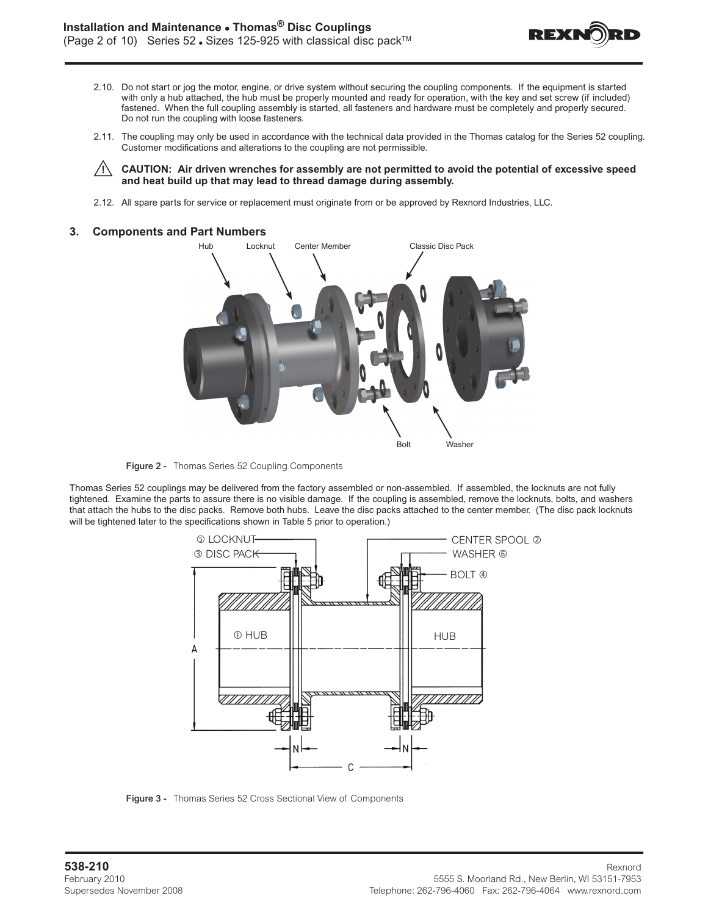2.10. Do not start or jog the motor, engine, or drive system without securing the coupling components. If the equipment is started with only a hub attached, the hub must be properly mounted and ready for operation, with the key and set screw (if included) fastened. When the full coupling assembly is started, all fasteners and hardware must be completely and properly secured. Do not run the coupling with loose fasteners.

2.11. The coupling may only be used in accordance with the technical data provided in the Thomas catalog for the Series 52 coupling. Customer modifications and alterations to the coupling are not permissible.

⚠ **CAUTION: Air driven wrenches for assembly are not permitted to avoid the potential of excessive speed and heat build up that may lead to thread damage during assembly.**

2.12. All spare parts for service or replacement must originate from or be approved by Rexnord Industries, LLC.

## 3. Components and Part Numbers

**Figure 2 -** Thomas Series 52 Coupling Components

Thomas Series 52 couplings may be delivered from the factory assembled or non-assembled. If assembled, the locknuts are not fully tightened. Examine the parts to assure there is no visible damage. If the coupling is assembled, remove the locknuts, bolts, and washers that attach the hubs to the disc packs. Remove both hubs. Leave the disc packs attached to the center member. (The disc pack locknuts will be tightened later to the specifications shown in Table 5 prior to operation.)

**Figure 3 -** Thomas Series 52 Cross Sectional View of Components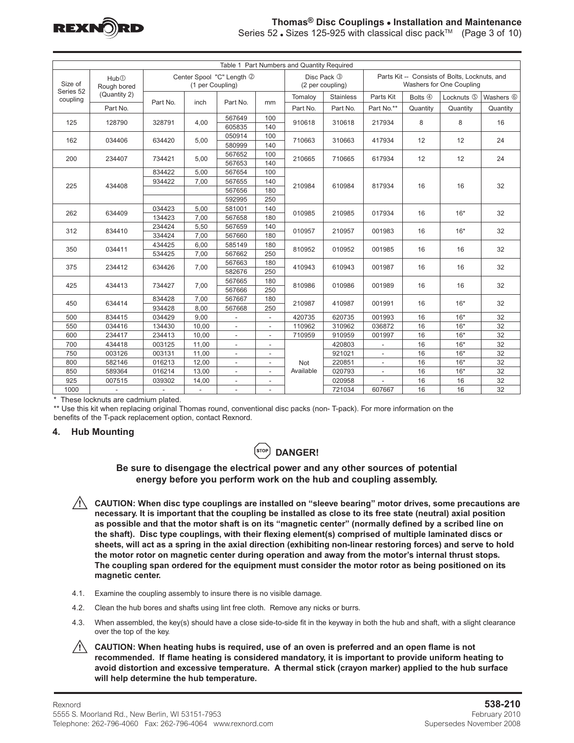Table 1 Part Numbers and Quantity Required

| Size of Series 52 coupling | Hub① Rough bored (Quantity 2) | Center Spool "C" Length ② (1 per Coupling) | | | | Disc Pack ③ (2 per coupling) | | Parts Kit -- Consists of Bolts, Locknuts, and Washers for One Coupling | | | |
|---|---|---|---|---|---|---|---|---|---|---|---|
| | | | | | | Tomaloy | Stainless | Parts Kit | Bolts ④ | Locknuts ⑤ | Washers ⑥ |
| | Part No. | Part No. | inch | Part No. | mm | Part No. | Part No. | Part No.** | Quantity | Quantity | Quantity |
| 125 | 128790 | 328791 | 4,00 | 567649 | 100 | 910618 | 310618 | 217934 | 8 | 8 | 16 |
| | | | | 605835 | 140 | | | | | | |
| 162 | 034406 | 634420 | 5,00 | 050914 | 100 | 710663 | 310663 | 417934 | 12 | 12 | 24 |
| | | | | 580999 | 140 | | | | | | |
| 200 | 234407 | 734421 | 5,00 | 567652 | 100 | 210665 | 710665 | 617934 | 12 | 12 | 24 |
| | | | | 567653 | 140 | | | | | | |
| 225 | 434408 | 834422 | 5,00 | 567654 | 100 | 210984 | 610984 | 817934 | 16 | 16 | 32 |
| | | 934422 | 7,00 | 567655 | 140 | | | | | | |
| | | | | 567656 | 180 | | | | | | |
| | | | | 592995 | 250 | | | | | | |
| 262 | 634409 | 034423 | 5,00 | 581001 | 140 | 010985 | 210985 | 017934 | 16 | 16* | 32 |
| | | 134423 | 7,00 | 567658 | 180 | | | | | | |
| 312 | 834410 | 234424 | 5,50 | 567659 | 140 | 010957 | 210957 | 001983 | 16 | 16* | 32 |
| | | 334424 | 7,00 | 567660 | 180 | | | | | | |
| 350 | 034411 | 434425 | 6,00 | 585149 | 180 | 810952 | 010952 | 001985 | 16 | 16 | 32 |
| | | 534425 | 7,00 | 567662 | 250 | | | | | | |
| 375 | 234412 | 634426 | 7,00 | 567663 | 180 | 410943 | 610943 | 001987 | 16 | 16 | 32 |
| | | | | 582676 | 250 | | | | | | |
| 425 | 434413 | 734427 | 7,00 | 567665 | 180 | 810986 | 010986 | 001989 | 16 | 16 | 32 |
| | | | | 567666 | 250 | | | | | | |
| 450 | 634414 | 834428 | 7,00 | 567667 | 180 | 210987 | 410987 | 001991 | 16 | 16* | 32 |
| | | 934428 | 8,00 | 567668 | 250 | | | | | | |
| 500 | 834415 | 034429 | 9,00 | - | - | 420735 | 620735 | 001993 | 16 | 16* | 32 |
| 550 | 034416 | 134430 | 10,00 | - | - | 110962 | 310962 | 036872 | 16 | 16* | 32 |
| 600 | 234417 | 234413 | 10,00 | - | - | 710959 | 910959 | 001997 | 16 | 16* | 32 |
| 700 | 434418 | 003125 | 11,00 | - | - | Not Available | 420803 | - | 16 | 16* | 32 |
| 750 | 003126 | 003131 | 11,00 | - | - | | 921021 | - | 16 | 16* | 32 |
| 800 | 582146 | 016213 | 12,00 | - | - | | 220851 | - | 16 | 16* | 32 |
| 850 | 589364 | 016214 | 13,00 | - | - | | 020793 | - | 16 | 16* | 32 |
| 925 | 007515 | 039302 | 14,00 | - | - | | 020958 | - | 16 | 16 | 32 |
| 1000 | - | - | - | - | - | | 721034 | 607667 | 16 | 16 | 32 |

\* These locknuts are cadmium plated.

** Use this kit when replacing original Thomas round, conventional disc packs (non- T-pack). For more information on the benefits of the T-pack replacement option, contact Rexnord.

## 4. Hub Mounting

**DANGER!**

**Be sure to disengage the electrical power and any other sources of potential energy before you perform work on the hub and coupling assembly.**

**CAUTION: When disc type couplings are installed on "sleeve bearing" motor drives, some precautions are necessary. It is important that the coupling be installed as close to its free state (neutral) axial position as possible and that the motor shaft is on its "magnetic center" (normally defined by a scribed line on the shaft). Disc type couplings, with their flexing element(s) comprised of multiple laminated discs or sheets, will act as a spring in the axial direction (exhibiting non-linear restoring forces) and serve to hold the motor rotor on magnetic center during operation and away from the motor's internal thrust stops. The coupling span ordered for the equipment must consider the motor rotor as being positioned on its magnetic center.**

4.1. Examine the coupling assembly to insure there is no visible damage.

4.2. Clean the hub bores and shafts using lint free cloth. Remove any nicks or burrs.

4.3. When assembled, the key(s) should have a close side-to-side fit in the keyway in both the hub and shaft, with a slight clearance over the top of the key.

**CAUTION: When heating hubs is required, use of an oven is preferred and an open flame is not recommended. If flame heating is considered mandatory, it is important to provide uniform heating to avoid distortion and excessive temperature. A thermal stick (crayon marker) applied to the hub surface will help determine the hub temperature.**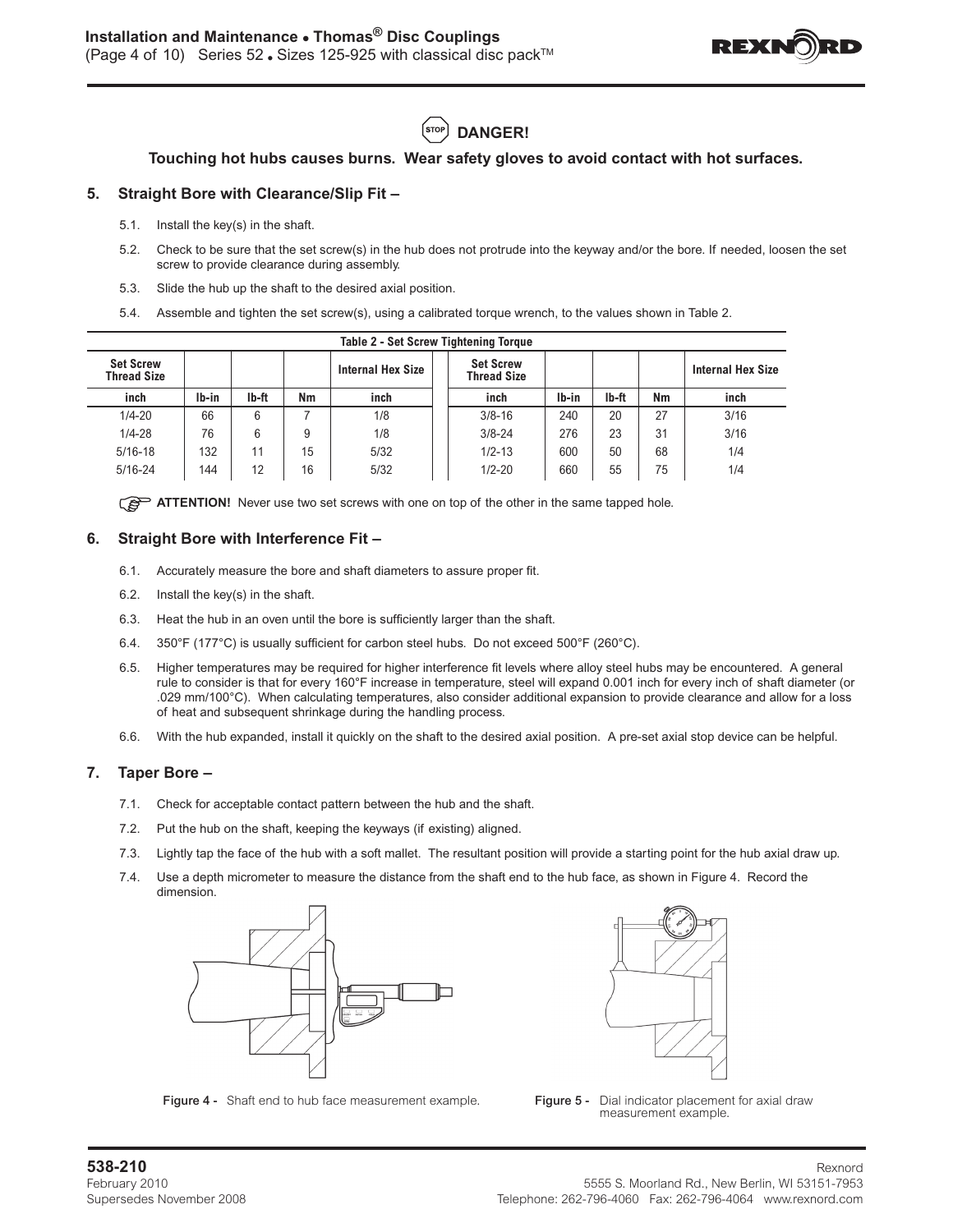**DANGER!**

**Touching hot hubs causes burns. Wear safety gloves to avoid contact with hot surfaces.**

## 5. Straight Bore with Clearance/Slip Fit –

5.1. Install the key(s) in the shaft.

5.2. Check to be sure that the set screw(s) in the hub does not protrude into the keyway and/or the bore. If needed, loosen the set screw to provide clearance during assembly.

5.3. Slide the hub up the shaft to the desired axial position.

5.4. Assemble and tighten the set screw(s), using a calibrated torque wrench, to the values shown in Table 2.

**Table 2 - Set Screw Tightening Torque**

| Set Screw Thread Size | | | | Internal Hex Size | Set Screw Thread Size | | | | Internal Hex Size |
|---|---|---|---|---|---|---|---|---|---|
| inch | lb-in | lb-ft | Nm | inch | inch | lb-in | lb-ft | Nm | inch |
| 1/4-20 | 66 | 6 | 7 | 1/8 | 3/8-16 | 240 | 20 | 27 | 3/16 |
| 1/4-28 | 76 | 6 | 9 | 1/8 | 3/8-24 | 276 | 23 | 31 | 3/16 |
| 5/16-18 | 132 | 11 | 15 | 5/32 | 1/2-13 | 600 | 50 | 68 | 1/4 |
| 5/16-24 | 144 | 12 | 16 | 5/32 | 1/2-20 | 660 | 55 | 75 | 1/4 |

**ATTENTION!** Never use two set screws with one on top of the other in the same tapped hole.

## 6. Straight Bore with Interference Fit –

6.1. Accurately measure the bore and shaft diameters to assure proper fit.

6.2. Install the key(s) in the shaft.

6.3. Heat the hub in an oven until the bore is sufficiently larger than the shaft.

6.4. 350°F (177°C) is usually sufficient for carbon steel hubs. Do not exceed 500°F (260°C).

6.5. Higher temperatures may be required for higher interference fit levels where alloy steel hubs may be encountered. A general rule to consider is that for every 160°F increase in temperature, steel will expand 0.001 inch for every inch of shaft diameter (or .029 mm/100°C). When calculating temperatures, also consider additional expansion to provide clearance and allow for a loss of heat and subsequent shrinkage during the handling process.

6.6. With the hub expanded, install it quickly on the shaft to the desired axial position. A pre-set axial stop device can be helpful.

## 7. Taper Bore –

7.1. Check for acceptable contact pattern between the hub and the shaft.

7.2. Put the hub on the shaft, keeping the keyways (if existing) aligned.

7.3. Lightly tap the face of the hub with a soft mallet. The resultant position will provide a starting point for the hub axial draw up.

7.4. Use a depth micrometer to measure the distance from the shaft end to the hub face, as shown in Figure 4. Record the dimension.

**Figure 4 -** Shaft end to hub face measurement example.

**Figure 5 -** Dial indicator placement for axial draw measurement example.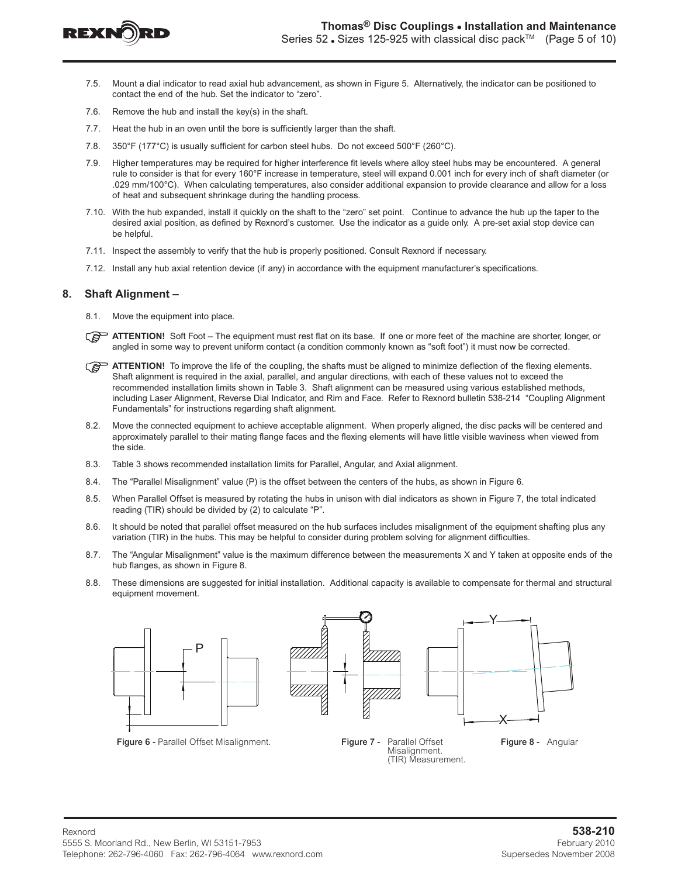7.5. Mount a dial indicator to read axial hub advancement, as shown in Figure 5. Alternatively, the indicator can be positioned to contact the end of the hub. Set the indicator to "zero".

7.6. Remove the hub and install the key(s) in the shaft.

7.7. Heat the hub in an oven until the bore is sufficiently larger than the shaft.

7.8. 350°F (177°C) is usually sufficient for carbon steel hubs. Do not exceed 500°F (260°C).

7.9. Higher temperatures may be required for higher interference fit levels where alloy steel hubs may be encountered. A general rule to consider is that for every 160°F increase in temperature, steel will expand 0.001 inch for every inch of shaft diameter (or .029 mm/100°C). When calculating temperatures, also consider additional expansion to provide clearance and allow for a loss of heat and subsequent shrinkage during the handling process.

7.10. With the hub expanded, install it quickly on the shaft to the "zero" set point. Continue to advance the hub up the taper to the desired axial position, as defined by Rexnord's customer. Use the indicator as a guide only. A pre-set axial stop device can be helpful.

7.11. Inspect the assembly to verify that the hub is properly positioned. Consult Rexnord if necessary.

7.12. Install any hub axial retention device (if any) in accordance with the equipment manufacturer's specifications.

## 8. Shaft Alignment –

8.1. Move the equipment into place.

**ATTENTION!** Soft Foot – The equipment must rest flat on its base. If one or more feet of the machine are shorter, longer, or angled in some way to prevent uniform contact (a condition commonly known as "soft foot") it must now be corrected.

**ATTENTION!** To improve the life of the coupling, the shafts must be aligned to minimize deflection of the flexing elements. Shaft alignment is required in the axial, parallel, and angular directions, with each of these values not to exceed the recommended installation limits shown in Table 3. Shaft alignment can be measured using various established methods, including Laser Alignment, Reverse Dial Indicator, and Rim and Face. Refer to Rexnord bulletin 538-214 "Coupling Alignment Fundamentals" for instructions regarding shaft alignment.

8.2. Move the connected equipment to achieve acceptable alignment. When properly aligned, the disc packs will be centered and approximately parallel to their mating flange faces and the flexing elements will have little visible waviness when viewed from the side.

8.3. Table 3 shows recommended installation limits for Parallel, Angular, and Axial alignment.

8.4. The "Parallel Misalignment" value (P) is the offset between the centers of the hubs, as shown in Figure 6.

8.5. When Parallel Offset is measured by rotating the hubs in unison with dial indicators as shown in Figure 7, the total indicated reading (TIR) should be divided by (2) to calculate "P".

8.6. It should be noted that parallel offset measured on the hub surfaces includes misalignment of the equipment shafting plus any variation (TIR) in the hubs. This may be helpful to consider during problem solving for alignment difficulties.

8.7. The "Angular Misalignment" value is the maximum difference between the measurements X and Y taken at opposite ends of the hub flanges, as shown in Figure 8.

8.8. These dimensions are suggested for initial installation. Additional capacity is available to compensate for thermal and structural equipment movement.

**Figure 6 -** Parallel Offset Misalignment.

**Figure 7 -** Parallel Offset Misalignment. (TIR) Measurement.

**Figure 8 -** Angular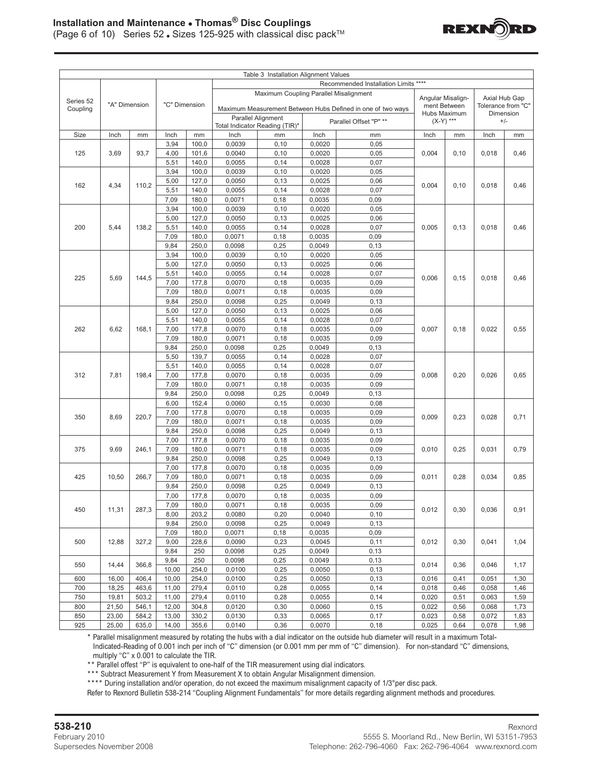Table 3 Installation Alignment Values

| Series 52 Coupling | "A" Dimension | | "C" Dimension | | Recommended Installation Limits **** | | | | | | | |
|---|---|---|---|---|---|---|---|---|---|---|---|---|
| | | | | | Maximum Coupling Parallel Misalignment — Maximum Measurement Between Hubs Defined in one of two ways | | | | Angular Misalignment Between Hubs Maximum (X-Y) *** | | Axial Hub Gap Tolerance from "C" Dimension +/- | |
| | | | | | Parallel Alignment Total Indicator Reading (TIR)* | | Parallel Offset "P" ** | | | | | |
| Size | Inch | mm | Inch | mm | Inch | mm | Inch | mm | Inch | mm | Inch | mm |
| 125 | 3,69 | 93,7 | 3,94 | 100,0 | 0,0039 | 0,10 | 0,0020 | 0,05 | 0,004 | 0,10 | 0,018 | 0,46 |
| | | | 4,00 | 101,6 | 0,0040 | 0,10 | 0,0020 | 0,05 | | | | |
| | | | 5,51 | 140,0 | 0,0055 | 0,14 | 0,0028 | 0,07 | | | | |
| 162 | 4,34 | 110,2 | 3,94 | 100,0 | 0,0039 | 0,10 | 0,0020 | 0,05 | 0,004 | 0,10 | 0,018 | 0,46 |
| | | | 5,00 | 127,0 | 0,0050 | 0,13 | 0,0025 | 0,06 | | | | |
| | | | 5,51 | 140,0 | 0,0055 | 0,14 | 0,0028 | 0,07 | | | | |
| | | | 7,09 | 180,0 | 0,0071 | 0,18 | 0,0035 | 0,09 | | | | |
| 200 | 5,44 | 138,2 | 3,94 | 100,0 | 0,0039 | 0,10 | 0,0020 | 0,05 | 0,005 | 0,13 | 0,018 | 0,46 |
| | | | 5,00 | 127,0 | 0,0050 | 0,13 | 0,0025 | 0,06 | | | | |
| | | | 5,51 | 140,0 | 0,0055 | 0,14 | 0,0028 | 0,07 | | | | |
| | | | 7,09 | 180,0 | 0,0071 | 0,18 | 0,0035 | 0,09 | | | | |
| | | | 9,84 | 250,0 | 0,0098 | 0,25 | 0,0049 | 0,13 | | | | |
| 225 | 5,69 | 144,5 | 3,94 | 100,0 | 0,0039 | 0,10 | 0,0020 | 0,05 | 0,006 | 0,15 | 0,018 | 0,46 |
| | | | 5,00 | 127,0 | 0,0050 | 0,13 | 0,0025 | 0,06 | | | | |
| | | | 5,51 | 140,0 | 0,0055 | 0,14 | 0,0028 | 0,07 | | | | |
| | | | 7,00 | 177,8 | 0,0070 | 0,18 | 0,0035 | 0,09 | | | | |
| | | | 7,09 | 180,0 | 0,0071 | 0,18 | 0,0035 | 0,09 | | | | |
| | | | 9,84 | 250,0 | 0,0098 | 0,25 | 0,0049 | 0,13 | | | | |
| 262 | 6,62 | 168,1 | 5,00 | 127,0 | 0,0050 | 0,13 | 0,0025 | 0,06 | 0,007 | 0,18 | 0,022 | 0,55 |
| | | | 5,51 | 140,0 | 0,0055 | 0,14 | 0,0028 | 0,07 | | | | |
| | | | 7,00 | 177,8 | 0,0070 | 0,18 | 0,0035 | 0,09 | | | | |
| | | | 7,09 | 180,0 | 0,0071 | 0,18 | 0,0035 | 0,09 | | | | |
| | | | 9,84 | 250,0 | 0,0098 | 0,25 | 0,0049 | 0,13 | | | | |
| 312 | 7,81 | 198,4 | 5,50 | 139,7 | 0,0055 | 0,14 | 0,0028 | 0,07 | 0,008 | 0,20 | 0,026 | 0,65 |
| | | | 5,51 | 140,0 | 0,0055 | 0,14 | 0,0028 | 0,07 | | | | |
| | | | 7,00 | 177,8 | 0,0070 | 0,18 | 0,0035 | 0,09 | | | | |
| | | | 7,09 | 180,0 | 0,0071 | 0,18 | 0,0035 | 0,09 | | | | |
| | | | 9,84 | 250,0 | 0,0098 | 0,25 | 0,0049 | 0,13 | | | | |
| 350 | 8,69 | 220,7 | 6,00 | 152,4 | 0,0060 | 0,15 | 0,0030 | 0,08 | 0,009 | 0,23 | 0,028 | 0,71 |
| | | | 7,00 | 177,8 | 0,0070 | 0,18 | 0,0035 | 0,09 | | | | |
| | | | 7,09 | 180,0 | 0,0071 | 0,18 | 0,0035 | 0,09 | | | | |
| | | | 9,84 | 250,0 | 0,0098 | 0,25 | 0,0049 | 0,13 | | | | |
| 375 | 9,69 | 246,1 | 7,00 | 177,8 | 0,0070 | 0,18 | 0,0035 | 0,09 | 0,010 | 0,25 | 0,031 | 0,79 |
| | | | 7,09 | 180,0 | 0,0071 | 0,18 | 0,0035 | 0,09 | | | | |
| | | | 9,84 | 250,0 | 0,0098 | 0,25 | 0,0049 | 0,13 | | | | |
| 425 | 10,50 | 266,7 | 7,00 | 177,8 | 0,0070 | 0,18 | 0,0035 | 0,09 | 0,011 | 0,28 | 0,034 | 0,85 |
| | | | 7,09 | 180,0 | 0,0071 | 0,18 | 0,0035 | 0,09 | | | | |
| | | | 9,84 | 250,0 | 0,0098 | 0,25 | 0,0049 | 0,13 | | | | |
| 450 | 11,31 | 287,3 | 7,00 | 177,8 | 0,0070 | 0,18 | 0,0035 | 0,09 | 0,012 | 0,30 | 0,036 | 0,91 |
| | | | 7,09 | 180,0 | 0,0071 | 0,18 | 0,0035 | 0,09 | | | | |
| | | | 8,00 | 203,2 | 0,0080 | 0,20 | 0,0040 | 0,10 | | | | |
| | | | 9,84 | 250,0 | 0,0098 | 0,25 | 0,0049 | 0,13 | | | | |
| 500 | 12,88 | 327,2 | 7,09 | 180,0 | 0,0071 | 0,18 | 0,0035 | 0,09 | 0,012 | 0,30 | 0,041 | 1,04 |
| | | | 9,00 | 228,6 | 0,0090 | 0,23 | 0,0045 | 0,11 | | | | |
| | | | 9,84 | 250 | 0,0098 | 0,25 | 0,0049 | 0,13 | | | | |
| 550 | 14,44 | 366,8 | 9,84 | 250 | 0,0098 | 0,25 | 0,0049 | 0,13 | 0,014 | 0,36 | 0,046 | 1,17 |
| | | | 10,00 | 254,0 | 0,0100 | 0,25 | 0,0050 | 0,13 | | | | |
| 600 | 16,00 | 406,4 | 10,00 | 254,0 | 0,0100 | 0,25 | 0,0050 | 0,13 | 0,016 | 0,41 | 0,051 | 1,30 |
| 700 | 18,25 | 463,6 | 11,00 | 279,4 | 0,0110 | 0,28 | 0,0055 | 0,14 | 0,018 | 0,46 | 0,058 | 1,46 |
| 750 | 19,81 | 503,2 | 11,00 | 279,4 | 0,0110 | 0,28 | 0,0055 | 0,14 | 0,020 | 0,51 | 0,063 | 1,59 |
| 800 | 21,50 | 546,1 | 12,00 | 304,8 | 0,0120 | 0,30 | 0,0060 | 0,15 | 0,022 | 0,56 | 0,068 | 1,73 |
| 850 | 23,00 | 584,2 | 13,00 | 330,2 | 0,0130 | 0,33 | 0,0065 | 0,17 | 0,023 | 0,58 | 0,072 | 1,83 |
| 925 | 25,00 | 635,0 | 14,00 | 355,6 | 0,0140 | 0,36 | 0,0070 | 0,18 | 0,025 | 0,64 | 0,078 | 1,98 |

\* Parallel misalignment measured by rotating the hubs with a dial indicator on the outside hub diameter will result in a maximum Total-Indicated-Reading of 0.001 inch per inch of "C" dimension (or 0.001 mm per mm of "C" dimension). For non-standard "C" dimensions, multiply "C" x 0.001 to calculate the TIR.

\*\* Parallel offest "P" is equivalent to one-half of the TIR measurement using dial indicators.

\*\*\* Subtract Measurement Y from Measurement X to obtain Angular Misalignment dimension.

\*\*\*\* During installation and/or operation, do not exceed the maximum misalignment capacity of 1/3° per disc pack.

Refer to Rexnord Bulletin 538-214 "Coupling Alignment Fundamentals" for more details regarding alignment methods and procedures.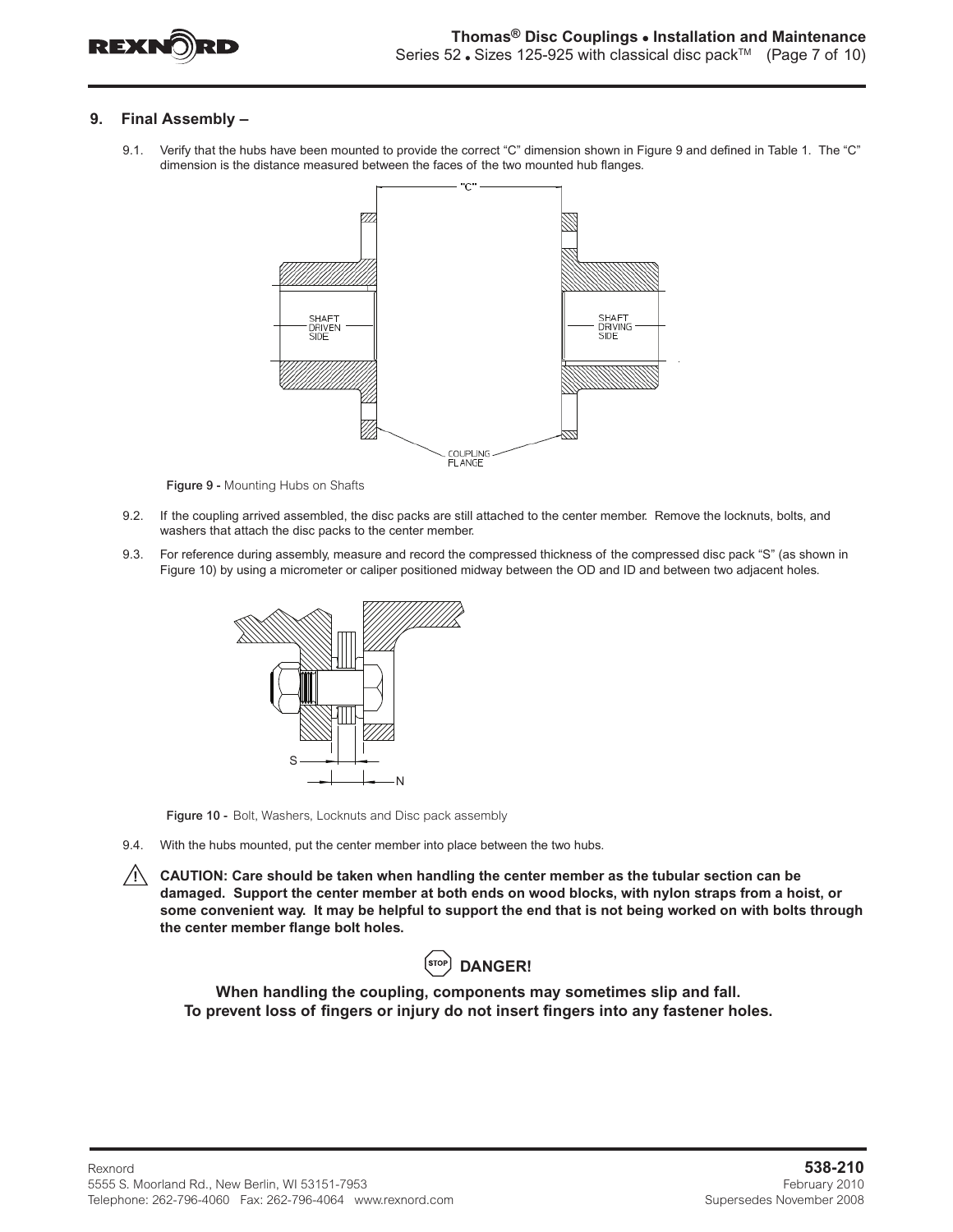## 9. Final Assembly –

9.1. Verify that the hubs have been mounted to provide the correct "C" dimension shown in Figure 9 and defined in Table 1. The "C" dimension is the distance measured between the faces of the two mounted hub flanges.

Figure 9 - Mounting Hubs on Shafts

9.2. If the coupling arrived assembled, the disc packs are still attached to the center member. Remove the locknuts, bolts, and washers that attach the disc packs to the center member.

9.3. For reference during assembly, measure and record the compressed thickness of the compressed disc pack "S" (as shown in Figure 10) by using a micrometer or caliper positioned midway between the OD and ID and between two adjacent holes.

Figure 10 - Bolt, Washers, Locknuts and Disc pack assembly

9.4. With the hubs mounted, put the center member into place between the two hubs.

**CAUTION: Care should be taken when handling the center member as the tubular section can be damaged. Support the center member at both ends on wood blocks, with nylon straps from a hoist, or some convenient way. It may be helpful to support the end that is not being worked on with bolts through the center member flange bolt holes.**

**DANGER!**

**When handling the coupling, components may sometimes slip and fall. To prevent loss of fingers or injury do not insert fingers into any fastener holes.**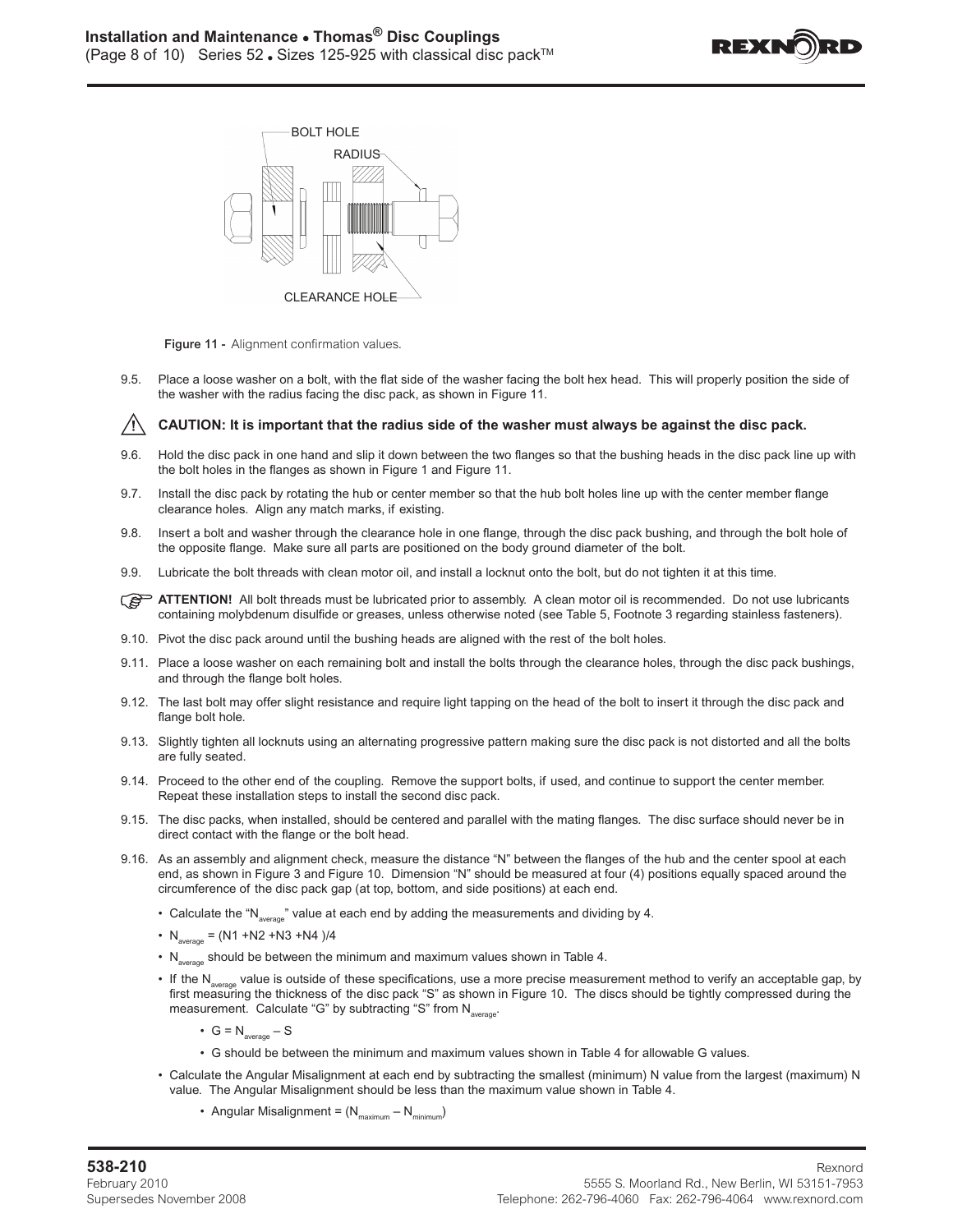BOLT HOLE

RADIUS

CLEARANCE HOLE

**Figure 11 -** Alignment confirmation values.

9.5. Place a loose washer on a bolt, with the flat side of the washer facing the bolt hex head. This will properly position the side of the washer with the radius facing the disc pack, as shown in Figure 11.

**CAUTION: It is important that the radius side of the washer must always be against the disc pack.**

9.6. Hold the disc pack in one hand and slip it down between the two flanges so that the bushing heads in the disc pack line up with the bolt holes in the flanges as shown in Figure 1 and Figure 11.

9.7. Install the disc pack by rotating the hub or center member so that the hub bolt holes line up with the center member flange clearance holes. Align any match marks, if existing.

9.8. Insert a bolt and washer through the clearance hole in one flange, through the disc pack bushing, and through the bolt hole of the opposite flange. Make sure all parts are positioned on the body ground diameter of the bolt.

9.9. Lubricate the bolt threads with clean motor oil, and install a locknut onto the bolt, but do not tighten it at this time.

**ATTENTION!** All bolt threads must be lubricated prior to assembly. A clean motor oil is recommended. Do not use lubricants containing molybdenum disulfide or greases, unless otherwise noted (see Table 5, Footnote 3 regarding stainless fasteners).

9.10. Pivot the disc pack around until the bushing heads are aligned with the rest of the bolt holes.

9.11. Place a loose washer on each remaining bolt and install the bolts through the clearance holes, through the disc pack bushings, and through the flange bolt holes.

9.12. The last bolt may offer slight resistance and require light tapping on the head of the bolt to insert it through the disc pack and flange bolt hole.

9.13. Slightly tighten all locknuts using an alternating progressive pattern making sure the disc pack is not distorted and all the bolts are fully seated.

9.14. Proceed to the other end of the coupling. Remove the support bolts, if used, and continue to support the center member. Repeat these installation steps to install the second disc pack.

9.15. The disc packs, when installed, should be centered and parallel with the mating flanges. The disc surface should never be in direct contact with the flange or the bolt head.

9.16. As an assembly and alignment check, measure the distance "N" between the flanges of the hub and the center spool at each end, as shown in Figure 3 and Figure 10. Dimension "N" should be measured at four (4) positions equally spaced around the circumference of the disc pack gap (at top, bottom, and side positions) at each end.

- Calculate the "$N_{average}$" value at each end by adding the measurements and dividing by 4.
- $N_{average} = (N1 + N2 + N3 + N4)/4$
- $N_{average}$ should be between the minimum and maximum values shown in Table 4.
- If the $N_{average}$ value is outside of these specifications, use a more precise measurement method to verify an acceptable gap, by first measuring the thickness of the disc pack "S" as shown in Figure 10. The discs should be tightly compressed during the measurement. Calculate "G" by subtracting "S" from $N_{average}$.
  - $G = N_{average} - S$
  - G should be between the minimum and maximum values shown in Table 4 for allowable G values.
- Calculate the Angular Misalignment at each end by subtracting the smallest (minimum) N value from the largest (maximum) N value. The Angular Misalignment should be less than the maximum value shown in Table 4.
  - Angular Misalignment = $(N_{maximum} - N_{minimum})$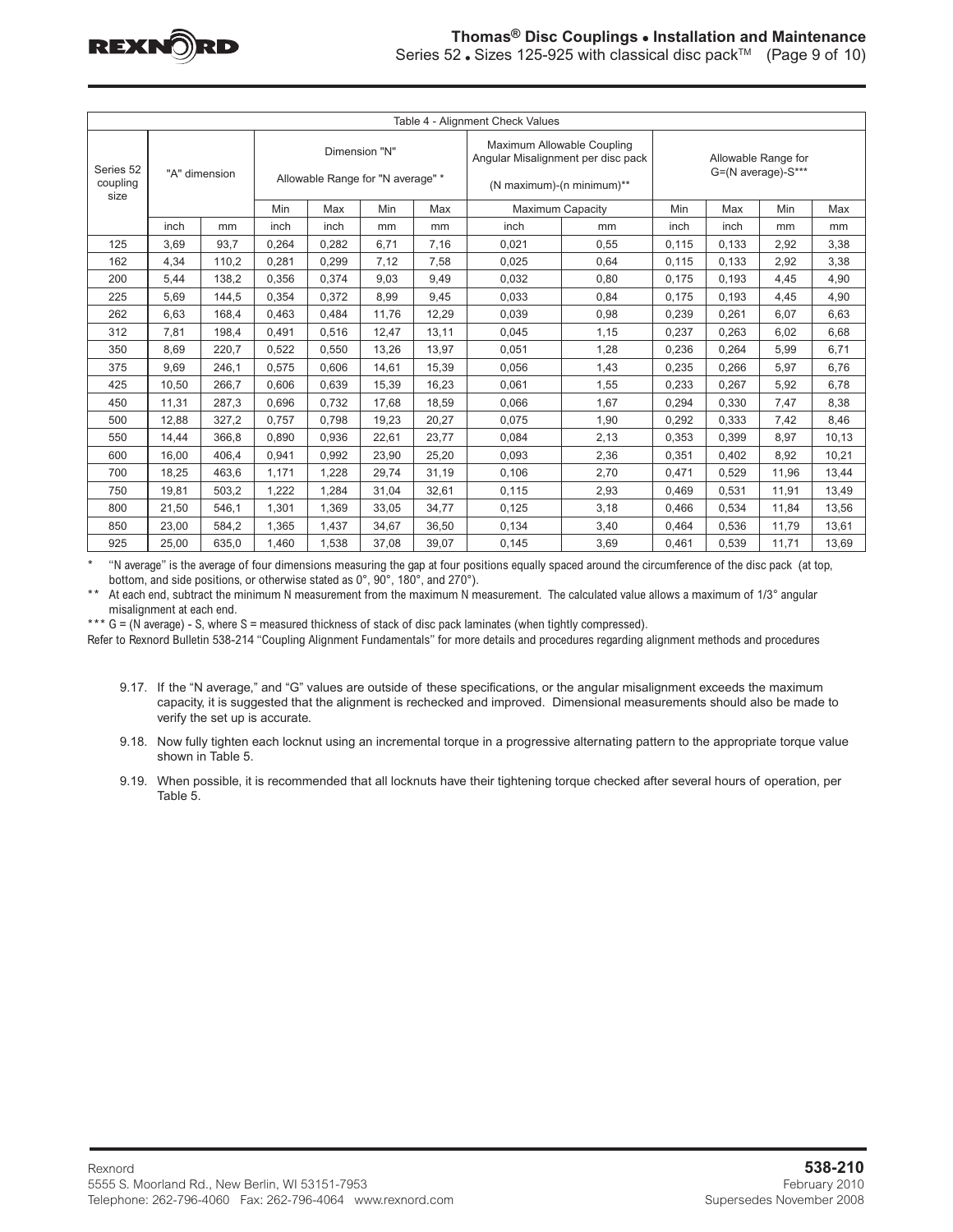| Table 4 - Alignment Check Values | | | | | | | | | | | | | |
|---|---|---|---|---|---|---|---|---|---|---|---|---|---|
| Series 52 coupling size | "A" dimension | | Dimension "N" Allowable Range for "N average" * | | | | Maximum Allowable Coupling Angular Misalignment per disc pack (N maximum)-(n minimum)** | | Allowable Range for G=(N average)-S*** | | | |
| | | | Min | Max | Min | Max | Maximum Capacity | | Min | Max | Min | Max |
| | inch | mm | inch | inch | mm | mm | inch | mm | inch | inch | mm | mm |
| 125 | 3,69 | 93,7 | 0,264 | 0,282 | 6,71 | 7,16 | 0,021 | 0,55 | 0,115 | 0,133 | 2,92 | 3,38 |
| 162 | 4,34 | 110,2 | 0,281 | 0,299 | 7,12 | 7,58 | 0,025 | 0,64 | 0,115 | 0,133 | 2,92 | 3,38 |
| 200 | 5,44 | 138,2 | 0,356 | 0,374 | 9,03 | 9,49 | 0,032 | 0,80 | 0,175 | 0,193 | 4,45 | 4,90 |
| 225 | 5,69 | 144,5 | 0,354 | 0,372 | 8,99 | 9,45 | 0,033 | 0,84 | 0,175 | 0,193 | 4,45 | 4,90 |
| 262 | 6,63 | 168,4 | 0,463 | 0,484 | 11,76 | 12,29 | 0,039 | 0,98 | 0,239 | 0,261 | 6,07 | 6,63 |
| 312 | 7,81 | 198,4 | 0,491 | 0,516 | 12,47 | 13,11 | 0,045 | 1,15 | 0,237 | 0,263 | 6,02 | 6,68 |
| 350 | 8,69 | 220,7 | 0,522 | 0,550 | 13,26 | 13,97 | 0,051 | 1,28 | 0,236 | 0,264 | 5,99 | 6,71 |
| 375 | 9,69 | 246,1 | 0,575 | 0,606 | 14,61 | 15,39 | 0,056 | 1,43 | 0,235 | 0,266 | 5,97 | 6,76 |
| 425 | 10,50 | 266,7 | 0,606 | 0,639 | 15,39 | 16,23 | 0,061 | 1,55 | 0,233 | 0,267 | 5,92 | 6,78 |
| 450 | 11,31 | 287,3 | 0,696 | 0,732 | 17,68 | 18,59 | 0,066 | 1,67 | 0,294 | 0,330 | 7,47 | 8,38 |
| 500 | 12,88 | 327,2 | 0,757 | 0,798 | 19,23 | 20,27 | 0,075 | 1,90 | 0,292 | 0,333 | 7,42 | 8,46 |
| 550 | 14,44 | 366,8 | 0,890 | 0,936 | 22,61 | 23,77 | 0,084 | 2,13 | 0,353 | 0,399 | 8,97 | 10,13 |
| 600 | 16,00 | 406,4 | 0,941 | 0,992 | 23,90 | 25,20 | 0,093 | 2,36 | 0,351 | 0,402 | 8,92 | 10,21 |
| 700 | 18,25 | 463,6 | 1,171 | 1,228 | 29,74 | 31,19 | 0,106 | 2,70 | 0,471 | 0,529 | 11,96 | 13,44 |
| 750 | 19,81 | 503,2 | 1,222 | 1,284 | 31,04 | 32,61 | 0,115 | 2,93 | 0,469 | 0,531 | 11,91 | 13,49 |
| 800 | 21,50 | 546,1 | 1,301 | 1,369 | 33,05 | 34,77 | 0,125 | 3,18 | 0,466 | 0,534 | 11,84 | 13,56 |
| 850 | 23,00 | 584,2 | 1,365 | 1,437 | 34,67 | 36,50 | 0,134 | 3,40 | 0,464 | 0,536 | 11,79 | 13,61 |
| 925 | 25,00 | 635,0 | 1,460 | 1,538 | 37,08 | 39,07 | 0,145 | 3,69 | 0,461 | 0,539 | 11,71 | 13,69 |

\* "N average" is the average of four dimensions measuring the gap at four positions equally spaced around the circumference of the disc pack (at top, bottom, and side positions, or otherwise stated as 0°, 90°, 180°, and 270°).

\*\* At each end, subtract the minimum N measurement from the maximum N measurement. The calculated value allows a maximum of 1/3° angular misalignment at each end.

\*\*\* G = (N average) - S, where S = measured thickness of stack of disc pack laminates (when tightly compressed).

Refer to Rexnord Bulletin 538-214 "Coupling Alignment Fundamentals" for more details and procedures regarding alignment methods and procedures

9.17. If the "N average," and "G" values are outside of these specifications, or the angular misalignment exceeds the maximum capacity, it is suggested that the alignment is rechecked and improved. Dimensional measurements should also be made to verify the set up is accurate.

9.18. Now fully tighten each locknut using an incremental torque in a progressive alternating pattern to the appropriate torque value shown in Table 5.

9.19. When possible, it is recommended that all locknuts have their tightening torque checked after several hours of operation, per Table 5.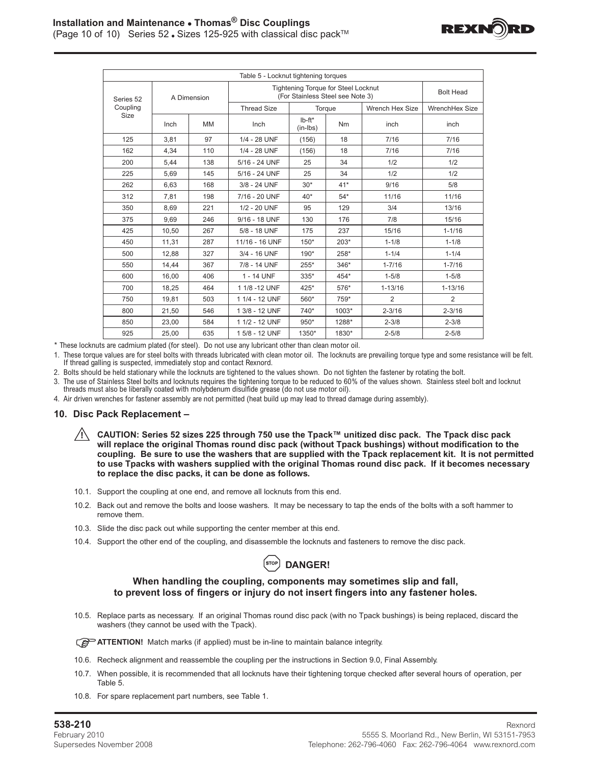| Table 5 - Locknut tightening torques | | | | | | | |
|---|---|---|---|---|---|---|---|
| Series 52 Coupling Size | A Dimension | | Tightening Torque for Steel Locknut (For Stainless Steel see Note 3) | | | | Bolt Head |
| | | | Thread Size | Torque | | Wrench Hex Size | WrenchHex Size |
| | Inch | MM | Inch | lb-ft* (in-lbs) | Nm | inch | inch |
| 125 | 3,81 | 97 | 1/4 - 28 UNF | (156) | 18 | 7/16 | 7/16 |
| 162 | 4,34 | 110 | 1/4 - 28 UNF | (156) | 18 | 7/16 | 7/16 |
| 200 | 5,44 | 138 | 5/16 - 24 UNF | 25 | 34 | 1/2 | 1/2 |
| 225 | 5,69 | 145 | 5/16 - 24 UNF | 25 | 34 | 1/2 | 1/2 |
| 262 | 6,63 | 168 | 3/8 - 24 UNF | 30* | 41* | 9/16 | 5/8 |
| 312 | 7,81 | 198 | 7/16 - 20 UNF | 40* | 54* | 11/16 | 11/16 |
| 350 | 8,69 | 221 | 1/2 - 20 UNF | 95 | 129 | 3/4 | 13/16 |
| 375 | 9,69 | 246 | 9/16 - 18 UNF | 130 | 176 | 7/8 | 15/16 |
| 425 | 10,50 | 267 | 5/8 - 18 UNF | 175 | 237 | 15/16 | 1-1/16 |
| 450 | 11,31 | 287 | 11/16 - 16 UNF | 150* | 203* | 1-1/8 | 1-1/8 |
| 500 | 12,88 | 327 | 3/4 - 16 UNF | 190* | 258* | 1-1/4 | 1-1/4 |
| 550 | 14,44 | 367 | 7/8 - 14 UNF | 255* | 346* | 1-7/16 | 1-7/16 |
| 600 | 16,00 | 406 | 1 - 14 UNF | 335* | 454* | 1-5/8 | 1-5/8 |
| 700 | 18,25 | 464 | 1 1/8 -12 UNF | 425* | 576* | 1-13/16 | 1-13/16 |
| 750 | 19,81 | 503 | 1 1/4 - 12 UNF | 560* | 759* | 2 | 2 |
| 800 | 21,50 | 546 | 1 3/8 - 12 UNF | 740* | 1003* | 2-3/16 | 2-3/16 |
| 850 | 23,00 | 584 | 1 1/2 - 12 UNF | 950* | 1288* | 2-3/8 | 2-3/8 |
| 925 | 25,00 | 635 | 1 5/8 - 12 UNF | 1350* | 1830* | 2-5/8 | 2-5/8 |

* These locknuts are cadmium plated (for steel). Do not use any lubricant other than clean motor oil.

1. These torque values are for steel bolts with threads lubricated with clean motor oil. The locknuts are prevailing torque type and some resistance will be felt. If thread galling is suspected, immediately stop and contact Rexnord.
2. Bolts should be held stationary while the locknuts are tightened to the values shown. Do not tighten the fastener by rotating the bolt.
3. The use of Stainless Steel bolts and locknuts requires the tightening torque to be reduced to 60% of the values shown. Stainless steel bolt and locknut threads must also be liberally coated with molybdenum disulfide grease (do not use motor oil).
4. Air driven wrenches for fastener assembly are not permitted (heat build up may lead to thread damage during assembly).

## 10. Disc Pack Replacement –

**CAUTION: Series 52 sizes 225 through 750 use the Tpack™ unitized disc pack. The Tpack disc pack will replace the original Thomas round disc pack (without Tpack bushings) without modification to the coupling. Be sure to use the washers that are supplied with the Tpack replacement kit. It is not permitted to use Tpacks with washers supplied with the original Thomas round disc pack. If it becomes necessary to replace the disc packs, it can be done as follows.**

10.1. Support the coupling at one end, and remove all locknuts from this end.

10.2. Back out and remove the bolts and loose washers. It may be necessary to tap the ends of the bolts with a soft hammer to remove them.

10.3. Slide the disc pack out while supporting the center member at this end.

10.4. Support the other end of the coupling, and disassemble the locknuts and fasteners to remove the disc pack.

**DANGER!**

**When handling the coupling, components may sometimes slip and fall, to prevent loss of fingers or injury do not insert fingers into any fastener holes.**

10.5. Replace parts as necessary. If an original Thomas round disc pack (with no Tpack bushings) is being replaced, discard the washers (they cannot be used with the Tpack).

**ATTENTION!** Match marks (if applied) must be in-line to maintain balance integrity.

10.6. Recheck alignment and reassemble the coupling per the instructions in Section 9.0, Final Assembly.

10.7. When possible, it is recommended that all locknuts have their tightening torque checked after several hours of operation, per Table 5.

10.8. For spare replacement part numbers, see Table 1.

**538-210**
February 2010
Supersedes November 2008

Rexnord
5555 S. Moorland Rd., New Berlin, WI 53151-7953
Telephone: 262-796-4060 Fax: 262-796-4064 www.rexnord.com